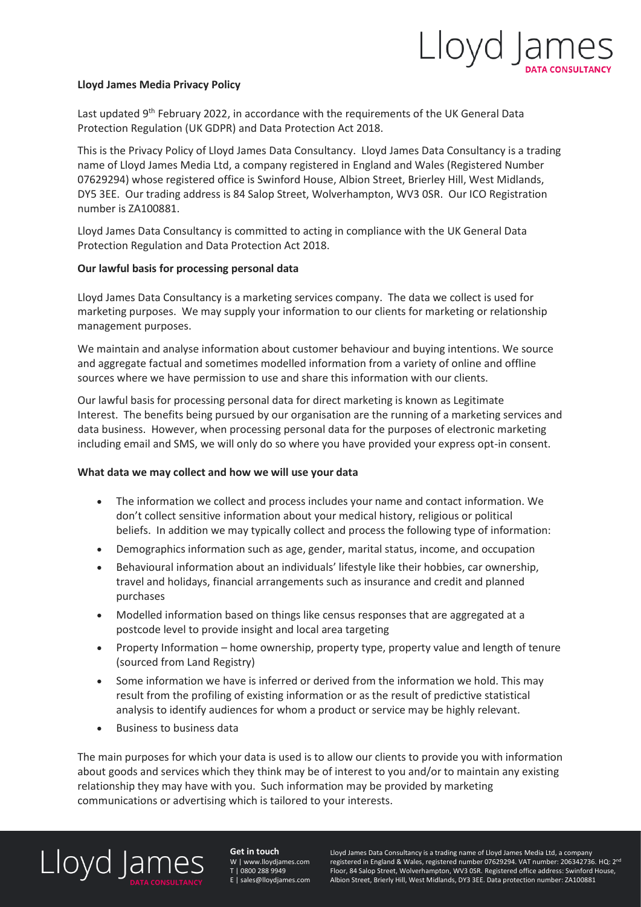**Lloyd James Media Privacy Policy**

Last updated 9th February 2022, in accordance with the requirements of the UK General Data Protection Regulation (UK GDPR) and Data Protection Act 2018.

This is the Privacy Policy of Lloyd James Data Consultancy. Lloyd James Data Consultancy is a trading name of Lloyd James Media Ltd, a company registered in England and Wales (Registered Number 07629294) whose registered office is Swinford House, Albion Street, Brierley Hill, West Midlands, DY5 3EE. Our trading address is 84 Salop Street, Wolverhampton, WV3 0SR. Our ICO Registration number is ZA100881.

Lloyd James Data Consultancy is committed to acting in compliance with the UK General Data Protection Regulation and Data Protection Act 2018.

**Our lawful basis for processing personal data**

Lloyd James Data Consultancy is a marketing services company. The data we collect is used for marketing purposes. We may supply your information to our clients for marketing or relationship management purposes.

We maintain and analyse information about customer behaviour and buying intentions. We source and aggregate factual and sometimes modelled information from a variety of online and offline sources where we have permission to use and share this information with our clients.

Our lawful basis for processing personal data for direct marketing is known as Legitimate Interest. The benefits being pursued by our organisation are the running of a marketing services and data business. However, when processing personal data for the purposes of electronic marketing including email and SMS, we will only do so where you have provided your express opt-in consent.

**What data we may collect and how we will use your data**

- The information we collect and process includes your name and contact information. We don't collect sensitive information about your medical history, religious or political beliefs. In addition we may typically collect and process the following type of information:
- Demographics information such as age, gender, marital status, income, and occupation
- Behavioural information about an individuals' lifestyle like their hobbies, car ownership, travel and holidays, financial arrangements such as insurance and credit and planned purchases
- Modelled information based on things like census responses that are aggregated at a postcode level to provide insight and local area targeting
- Property Information – home ownership, property type, property value and length of tenure (sourced from Land Registry)
- Some information we have is inferred or derived from the information we hold. This may result from the profiling of existing information or as the result of predictive statistical analysis to identify audiences for whom a product or service may be highly relevant.
- Business to business data

The main purposes for which your data is used is to allow our clients to provide you with information about goods and services which they think may be of interest to you and/or to maintain any existing relationship they may have with you. Such information may be provided by marketing communications or advertising which is tailored to your interests.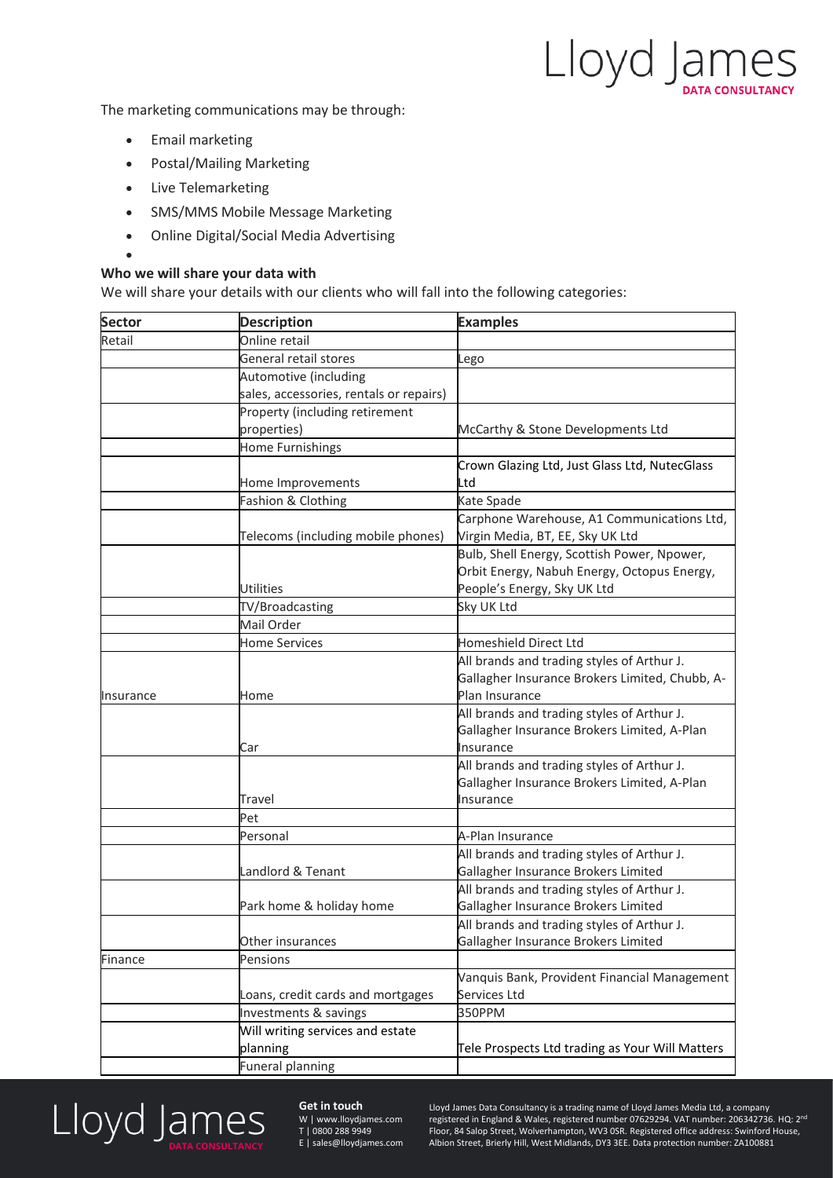The marketing communications may be through:

- Email marketing
- Postal/Mailing Marketing
- Live Telemarketing
- SMS/MMS Mobile Message Marketing
- Online Digital/Social Media Advertising

**Who we will share your data with**

We will share your details with our clients who will fall into the following categories:

| Sector | Description | Examples |
|---|---|---|
| Retail | Online retail | |
| | General retail stores | Lego |
| | Automotive (including sales, accessories, rentals or repairs) | |
| | Property (including retirement properties) | McCarthy & Stone Developments Ltd |
| | Home Furnishings | |
| | Home Improvements | Crown Glazing Ltd, Just Glass Ltd, NutecGlass Ltd |
| | Fashion & Clothing | Kate Spade |
| | Telecoms (including mobile phones) | Carphone Warehouse, A1 Communications Ltd, Virgin Media, BT, EE, Sky UK Ltd |
| | Utilities | Bulb, Shell Energy, Scottish Power, Npower, Orbit Energy, Nabuh Energy, Octopus Energy, People's Energy, Sky UK Ltd |
| | TV/Broadcasting | Sky UK Ltd |
| | Mail Order | |
| | Home Services | Homeshield Direct Ltd |
| Insurance | Home | All brands and trading styles of Arthur J. Gallagher Insurance Brokers Limited, Chubb, A-Plan Insurance |
| | Car | All brands and trading styles of Arthur J. Gallagher Insurance Brokers Limited, A-Plan Insurance |
| | Travel | All brands and trading styles of Arthur J. Gallagher Insurance Brokers Limited, A-Plan Insurance |
| | Pet | |
| | Personal | A-Plan Insurance |
| | Landlord & Tenant | All brands and trading styles of Arthur J. Gallagher Insurance Brokers Limited |
| | Park home & holiday home | All brands and trading styles of Arthur J. Gallagher Insurance Brokers Limited |
| | Other insurances | All brands and trading styles of Arthur J. Gallagher Insurance Brokers Limited |
| Finance | Pensions | |
| | Loans, credit cards and mortgages | Vanquis Bank, Provident Financial Management Services Ltd |
| | Investments & savings | 350PPM |
| | Will writing services and estate planning | Tele Prospects Ltd trading as Your Will Matters |
| | Funeral planning | |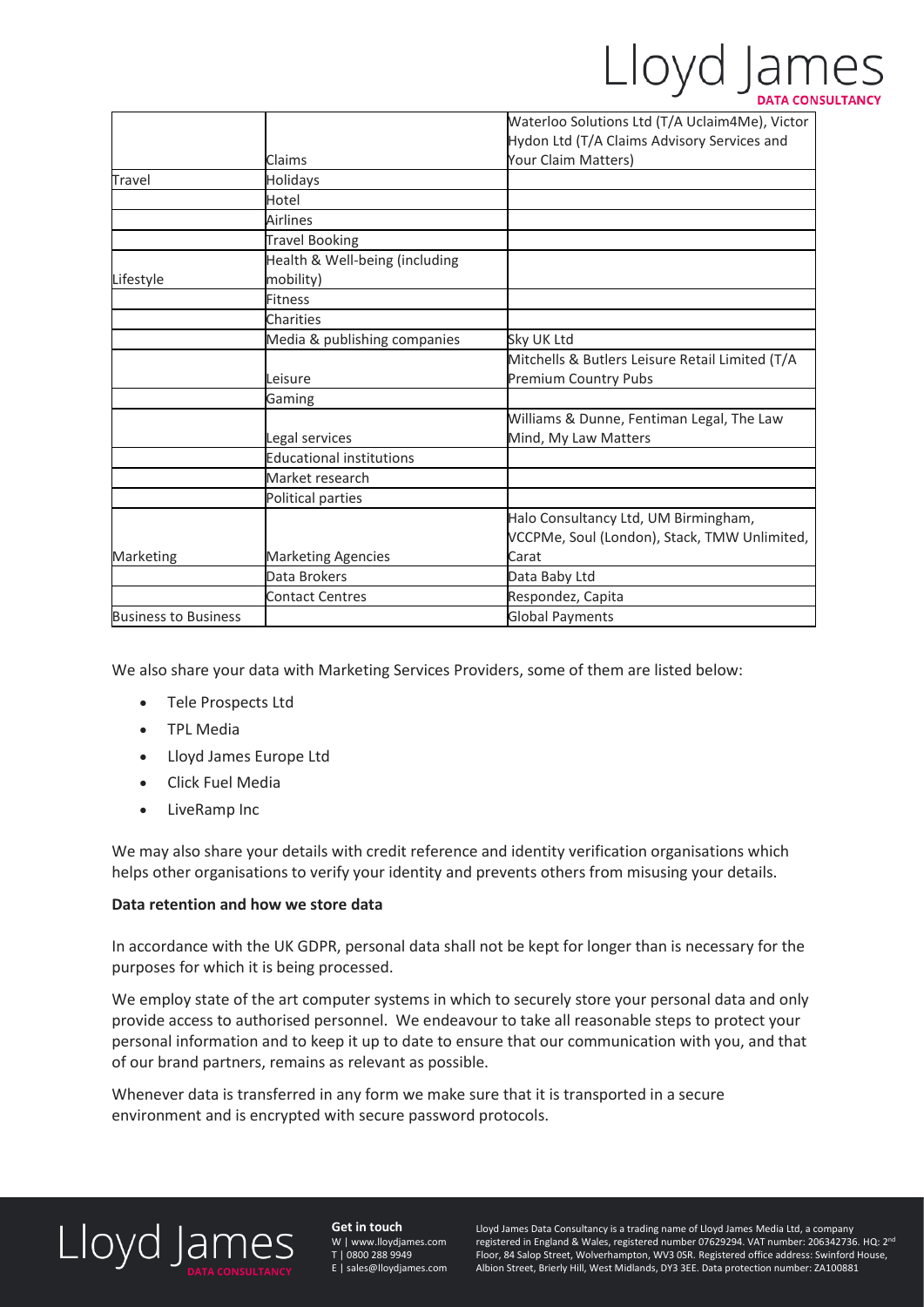| | | |
|---|---|---|
| | Claims | Waterloo Solutions Ltd (T/A Uclaim4Me), Victor Hydon Ltd (T/A Claims Advisory Services and Your Claim Matters) |
| Travel | Holidays | |
| | Hotel | |
| | Airlines | |
| | Travel Booking | |
| Lifestyle | Health & Well-being (including mobility) | |
| | Fitness | |
| | Charities | |
| | Media & publishing companies | Sky UK Ltd |
| | Leisure | Mitchells & Butlers Leisure Retail Limited (T/A Premium Country Pubs |
| | Gaming | |
| | Legal services | Williams & Dunne, Fentiman Legal, The Law Mind, My Law Matters |
| | Educational institutions | |
| | Market research | |
| | Political parties | |
| Marketing | Marketing Agencies | Halo Consultancy Ltd, UM Birmingham, VCCPMe, Soul (London), Stack, TMW Unlimited, Carat |
| | Data Brokers | Data Baby Ltd |
| | Contact Centres | Respondez, Capita |
| Business to Business | | Global Payments |

We also share your data with Marketing Services Providers, some of them are listed below:

- Tele Prospects Ltd
- TPL Media
- Lloyd James Europe Ltd
- Click Fuel Media
- LiveRamp Inc

We may also share your details with credit reference and identity verification organisations which helps other organisations to verify your identity and prevents others from misusing your details.

**Data retention and how we store data**

In accordance with the UK GDPR, personal data shall not be kept for longer than is necessary for the purposes for which it is being processed.

We employ state of the art computer systems in which to securely store your personal data and only provide access to authorised personnel. We endeavour to take all reasonable steps to protect your personal information and to keep it up to date to ensure that our communication with you, and that of our brand partners, remains as relevant as possible.

Whenever data is transferred in any form we make sure that it is transported in a secure environment and is encrypted with secure password protocols.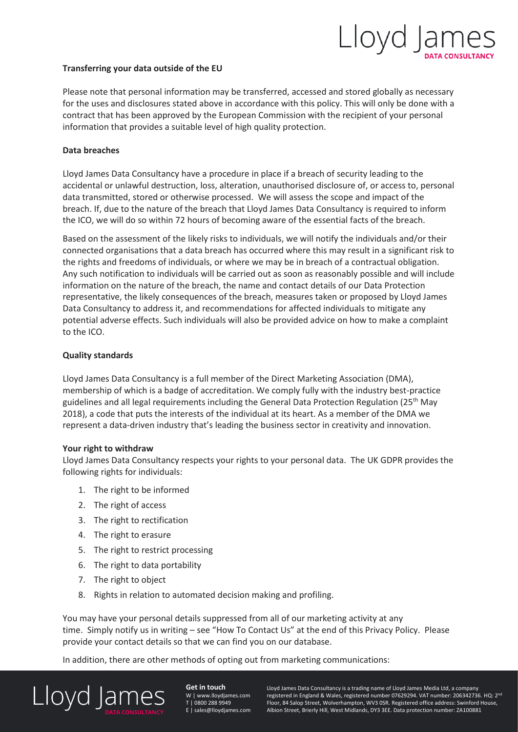**Transferring your data outside of the EU**

Please note that personal information may be transferred, accessed and stored globally as necessary for the uses and disclosures stated above in accordance with this policy. This will only be done with a contract that has been approved by the European Commission with the recipient of your personal information that provides a suitable level of high quality protection.

**Data breaches**

Lloyd James Data Consultancy have a procedure in place if a breach of security leading to the accidental or unlawful destruction, loss, alteration, unauthorised disclosure of, or access to, personal data transmitted, stored or otherwise processed. We will assess the scope and impact of the breach. If, due to the nature of the breach that Lloyd James Data Consultancy is required to inform the ICO, we will do so within 72 hours of becoming aware of the essential facts of the breach.

Based on the assessment of the likely risks to individuals, we will notify the individuals and/or their connected organisations that a data breach has occurred where this may result in a significant risk to the rights and freedoms of individuals, or where we may be in breach of a contractual obligation. Any such notification to individuals will be carried out as soon as reasonably possible and will include information on the nature of the breach, the name and contact details of our Data Protection representative, the likely consequences of the breach, measures taken or proposed by Lloyd James Data Consultancy to address it, and recommendations for affected individuals to mitigate any potential adverse effects. Such individuals will also be provided advice on how to make a complaint to the ICO.

**Quality standards**

Lloyd James Data Consultancy is a full member of the Direct Marketing Association (DMA), membership of which is a badge of accreditation. We comply fully with the industry best-practice guidelines and all legal requirements including the General Data Protection Regulation (25th May 2018), a code that puts the interests of the individual at its heart. As a member of the DMA we represent a data-driven industry that's leading the business sector in creativity and innovation.

**Your right to withdraw**

Lloyd James Data Consultancy respects your rights to your personal data. The UK GDPR provides the following rights for individuals:

1. The right to be informed
2. The right of access
3. The right to rectification
4. The right to erasure
5. The right to restrict processing
6. The right to data portability
7. The right to object
8. Rights in relation to automated decision making and profiling.

You may have your personal details suppressed from all of our marketing activity at any time. Simply notify us in writing – see "How To Contact Us" at the end of this Privacy Policy. Please provide your contact details so that we can find you on our database.

In addition, there are other methods of opting out from marketing communications: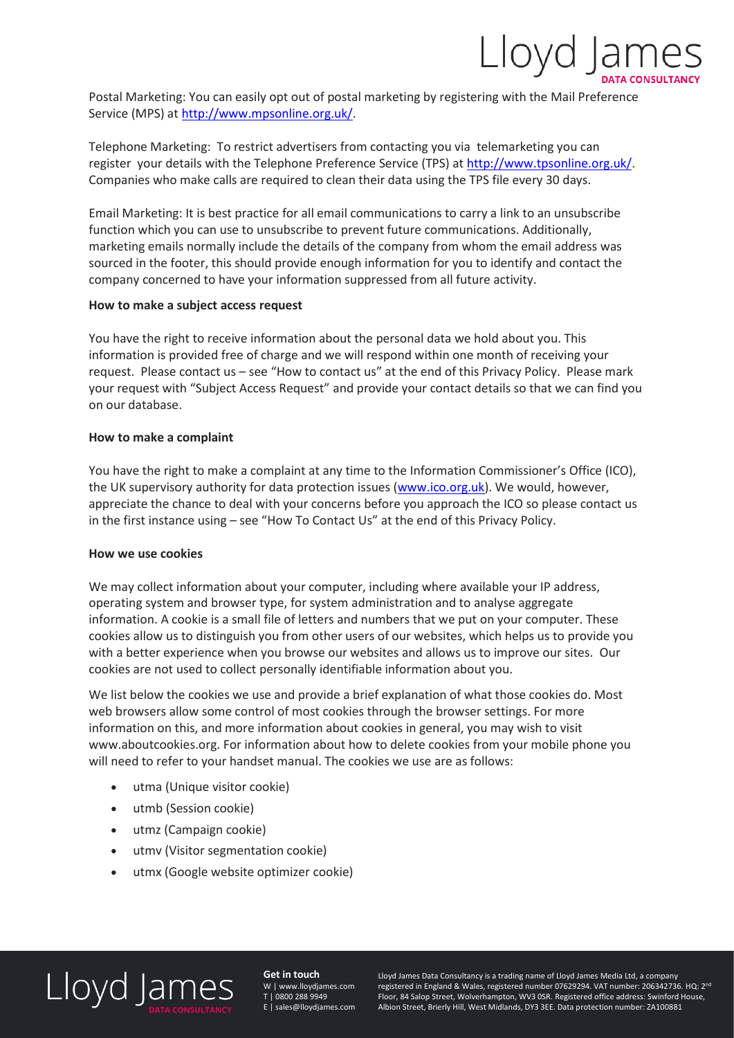Postal Marketing: You can easily opt out of postal marketing by registering with the Mail Preference Service (MPS) at http://www.mpsonline.org.uk/.

Telephone Marketing: To restrict advertisers from contacting you via telemarketing you can register your details with the Telephone Preference Service (TPS) at http://www.tpsonline.org.uk/. Companies who make calls are required to clean their data using the TPS file every 30 days.

Email Marketing: It is best practice for all email communications to carry a link to an unsubscribe function which you can use to unsubscribe to prevent future communications. Additionally, marketing emails normally include the details of the company from whom the email address was sourced in the footer, this should provide enough information for you to identify and contact the company concerned to have your information suppressed from all future activity.

**How to make a subject access request**

You have the right to receive information about the personal data we hold about you. This information is provided free of charge and we will respond within one month of receiving your request. Please contact us – see "How to contact us" at the end of this Privacy Policy. Please mark your request with "Subject Access Request" and provide your contact details so that we can find you on our database.

**How to make a complaint**

You have the right to make a complaint at any time to the Information Commissioner's Office (ICO), the UK supervisory authority for data protection issues (www.ico.org.uk). We would, however, appreciate the chance to deal with your concerns before you approach the ICO so please contact us in the first instance using – see "How To Contact Us" at the end of this Privacy Policy.

**How we use cookies**

We may collect information about your computer, including where available your IP address, operating system and browser type, for system administration and to analyse aggregate information. A cookie is a small file of letters and numbers that we put on your computer. These cookies allow us to distinguish you from other users of our websites, which helps us to provide you with a better experience when you browse our websites and allows us to improve our sites. Our cookies are not used to collect personally identifiable information about you.

We list below the cookies we use and provide a brief explanation of what those cookies do. Most web browsers allow some control of most cookies through the browser settings. For more information on this, and more information about cookies in general, you may wish to visit www.aboutcookies.org. For information about how to delete cookies from your mobile phone you will need to refer to your handset manual. The cookies we use are as follows:

- utma (Unique visitor cookie)
- utmb (Session cookie)
- utmz (Campaign cookie)
- utmv (Visitor segmentation cookie)
- utmx (Google website optimizer cookie)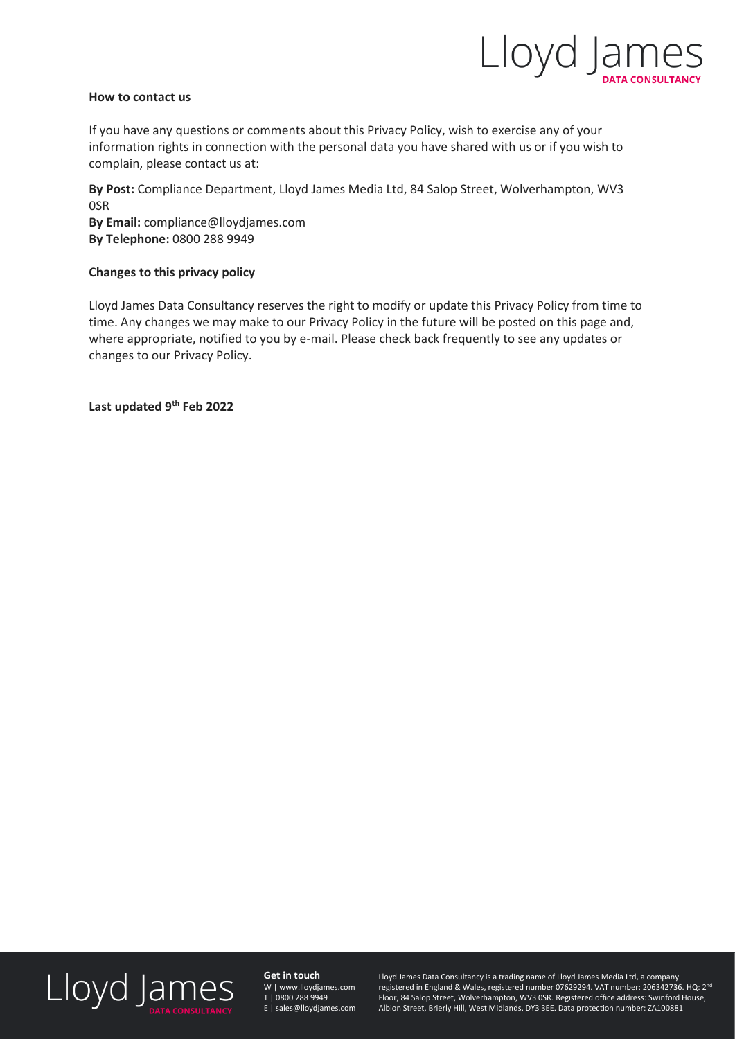### How to contact us

If you have any questions or comments about this Privacy Policy, wish to exercise any of your information rights in connection with the personal data you have shared with us or if you wish to complain, please contact us at:

**By Post:** Compliance Department, Lloyd James Media Ltd, 84 Salop Street, Wolverhampton, WV3 0SR
**By Email:** compliance@lloydjames.com
**By Telephone:** 0800 288 9949

### Changes to this privacy policy

Lloyd James Data Consultancy reserves the right to modify or update this Privacy Policy from time to time. Any changes we may make to our Privacy Policy in the future will be posted on this page and, where appropriate, notified to you by e-mail. Please check back frequently to see any updates or changes to our Privacy Policy.

**Last updated 9th Feb 2022**